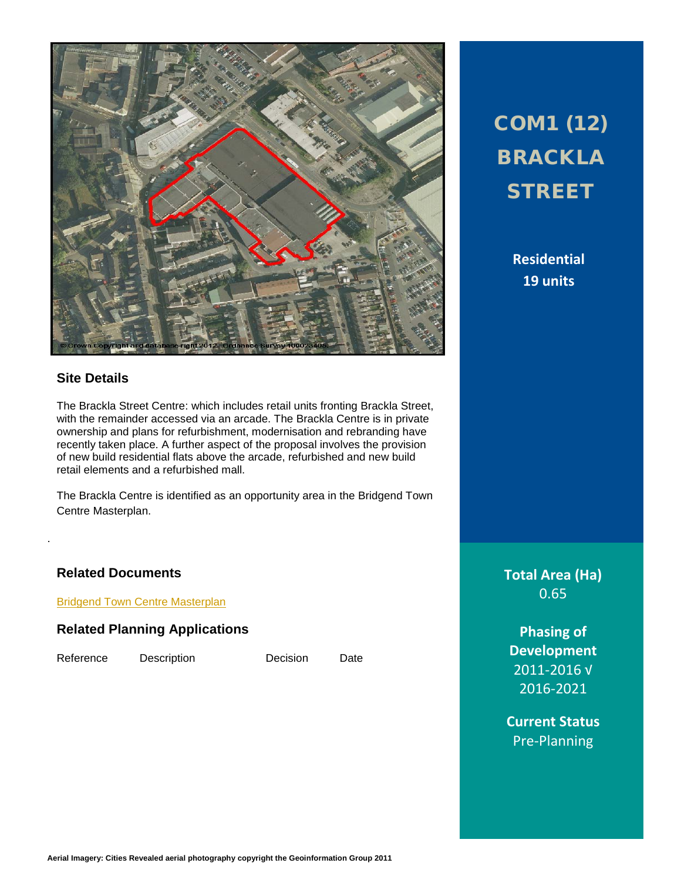# COM1 (12) BRACKLA STREET

**Residential**
**19 units**

## Site Details

The Brackla Street Centre: which includes retail units fronting Brackla Street, with the remainder accessed via an arcade. The Brackla Centre is in private ownership and plans for refurbishment, modernisation and rebranding have recently taken place. A further aspect of the proposal involves the provision of new build residential flats above the arcade, refurbished and new build retail elements and a refurbished mall.

The Brackla Centre is identified as an opportunity area in the Bridgend Town Centre Masterplan.

## Related Documents

Bridgend Town Centre Masterplan

## Related Planning Applications

| Reference | Description | Decision | Date |
| --- | --- | --- | --- |

**Total Area (Ha)**
0.65

**Phasing of Development**
2011-2016 √
2016-2021

**Current Status**
Pre-Planning

Aerial Imagery: Cities Revealed aerial photography copyright the Geoinformation Group 2011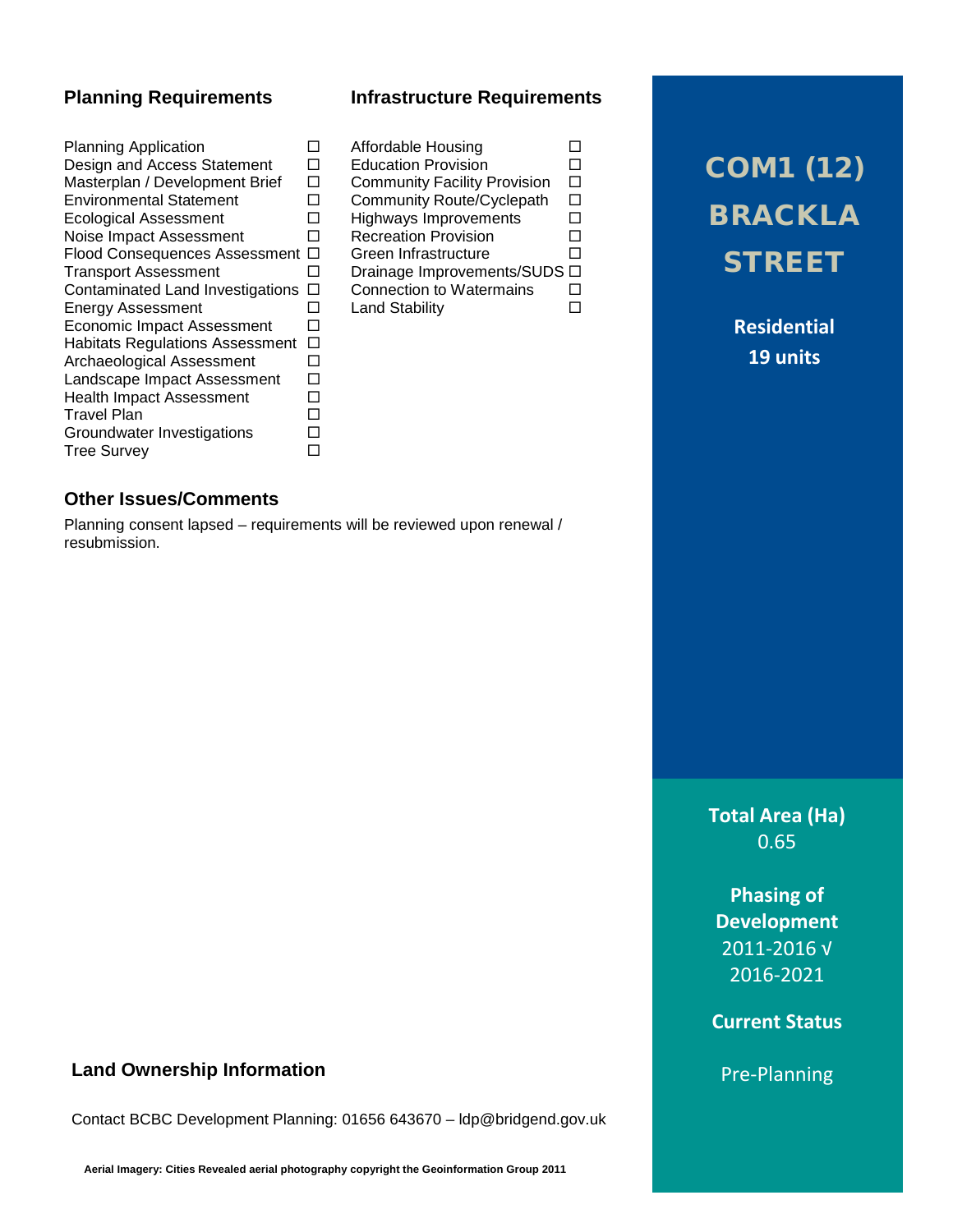## Planning Requirements

- Planning Application ☐
- Design and Access Statement ☐
- Masterplan / Development Brief ☐
- Environmental Statement ☐
- Ecological Assessment ☐
- Noise Impact Assessment ☐
- Flood Consequences Assessment ☐
- Transport Assessment ☐
- Contaminated Land Investigations ☐
- Energy Assessment ☐
- Economic Impact Assessment ☐
- Habitats Regulations Assessment ☐
- Archaeological Assessment ☐
- Landscape Impact Assessment ☐
- Health Impact Assessment ☐
- Travel Plan ☐
- Groundwater Investigations ☐
- Tree Survey ☐

## Infrastructure Requirements

- Affordable Housing ☐
- Education Provision ☐
- Community Facility Provision ☐
- Community Route/Cyclepath ☐
- Highways Improvements ☐
- Recreation Provision ☐
- Green Infrastructure ☐
- Drainage Improvements/SUDS ☐
- Connection to Watermains ☐
- Land Stability ☐

## Other Issues/Comments

Planning consent lapsed – requirements will be reviewed upon renewal / resubmission.

## Land Ownership Information

Contact BCBC Development Planning: 01656 643670 – ldp@bridgend.gov.uk

**Aerial Imagery: Cities Revealed aerial photography copyright the Geoinformation Group 2011**

# COM1 (12) BRACKLA STREET

**Residential**
**19 units**

**Total Area (Ha)**
0.65

**Phasing of Development**
2011-2016 √
2016-2021

**Current Status**

Pre-Planning